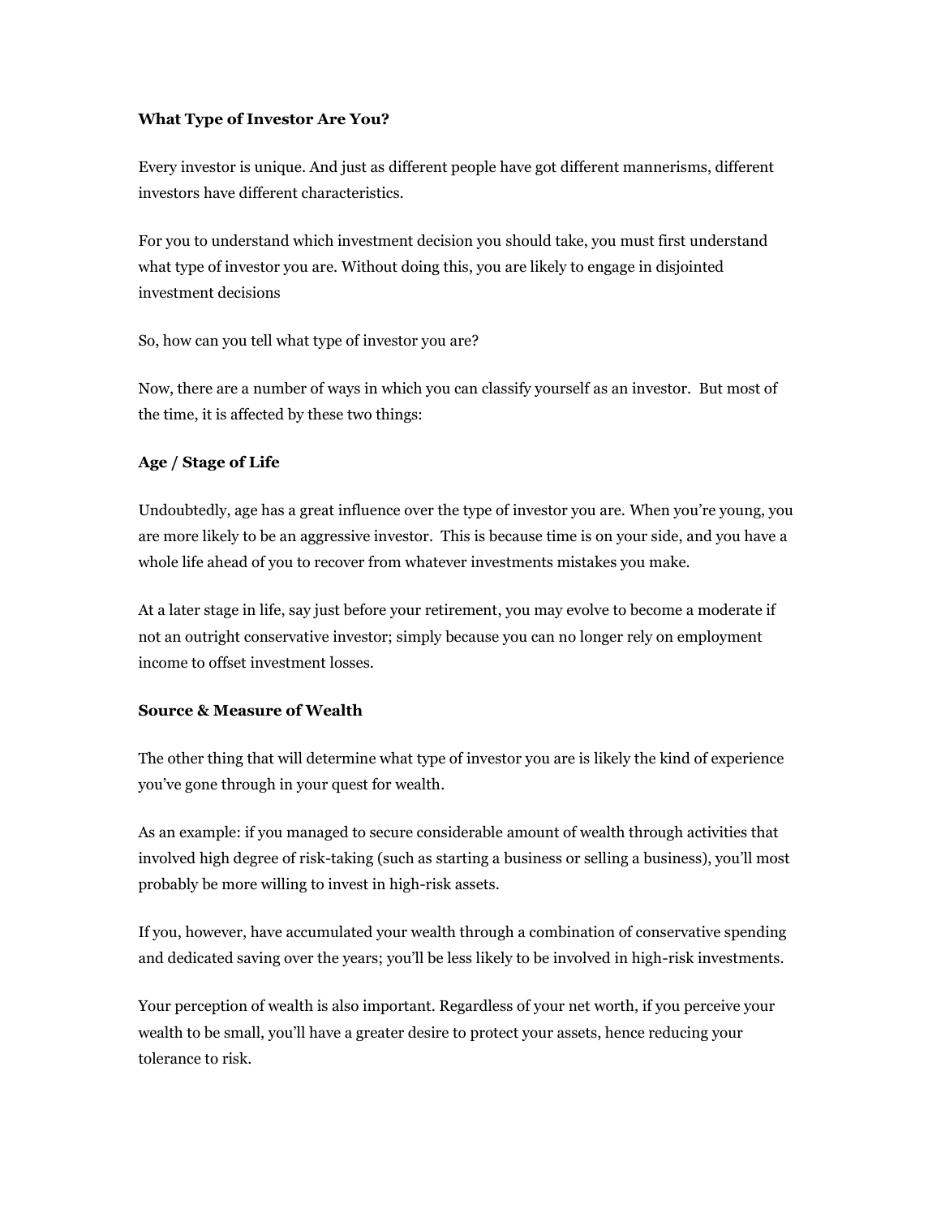**What Type of Investor Are You?**

Every investor is unique. And just as different people have got different mannerisms, different investors have different characteristics.

For you to understand which investment decision you should take, you must first understand what type of investor you are. Without doing this, you are likely to engage in disjointed investment decisions

So, how can you tell what type of investor you are?

Now, there are a number of ways in which you can classify yourself as an investor. But most of the time, it is affected by these two things:

**Age / Stage of Life**

Undoubtedly, age has a great influence over the type of investor you are. When you're young, you are more likely to be an aggressive investor. This is because time is on your side, and you have a whole life ahead of you to recover from whatever investments mistakes you make.

At a later stage in life, say just before your retirement, you may evolve to become a moderate if not an outright conservative investor; simply because you can no longer rely on employment income to offset investment losses.

**Source & Measure of Wealth**

The other thing that will determine what type of investor you are is likely the kind of experience you've gone through in your quest for wealth.

As an example: if you managed to secure considerable amount of wealth through activities that involved high degree of risk-taking (such as starting a business or selling a business), you'll most probably be more willing to invest in high-risk assets.

If you, however, have accumulated your wealth through a combination of conservative spending and dedicated saving over the years; you'll be less likely to be involved in high-risk investments.

Your perception of wealth is also important. Regardless of your net worth, if you perceive your wealth to be small, you'll have a greater desire to protect your assets, hence reducing your tolerance to risk.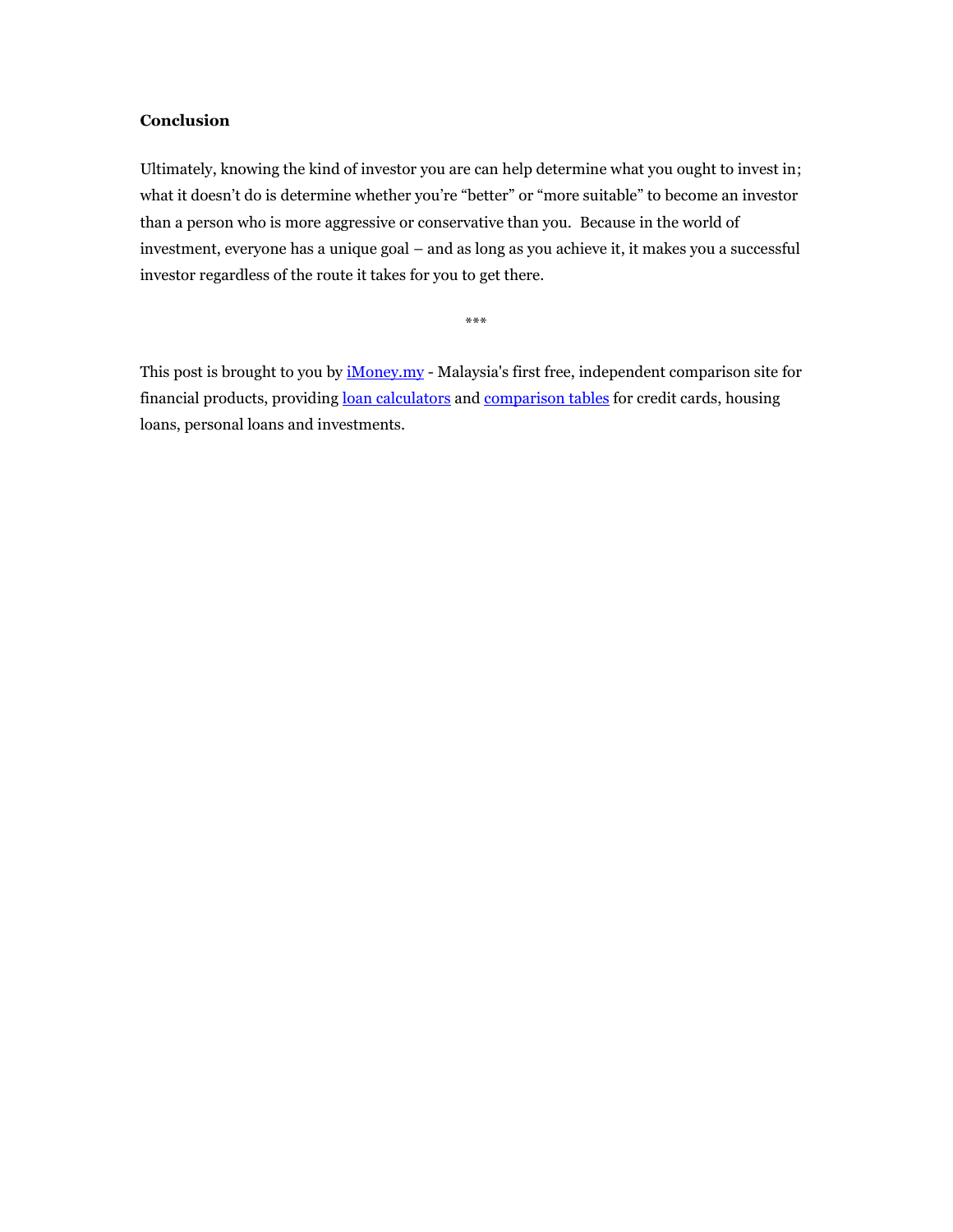**Conclusion**

Ultimately, knowing the kind of investor you are can help determine what you ought to invest in; what it doesn't do is determine whether you're "better" or "more suitable" to become an investor than a person who is more aggressive or conservative than you. Because in the world of investment, everyone has a unique goal – and as long as you achieve it, it makes you a successful investor regardless of the route it takes for you to get there.

***

This post is brought to you by iMoney.my - Malaysia's first free, independent comparison site for financial products, providing loan calculators and comparison tables for credit cards, housing loans, personal loans and investments.